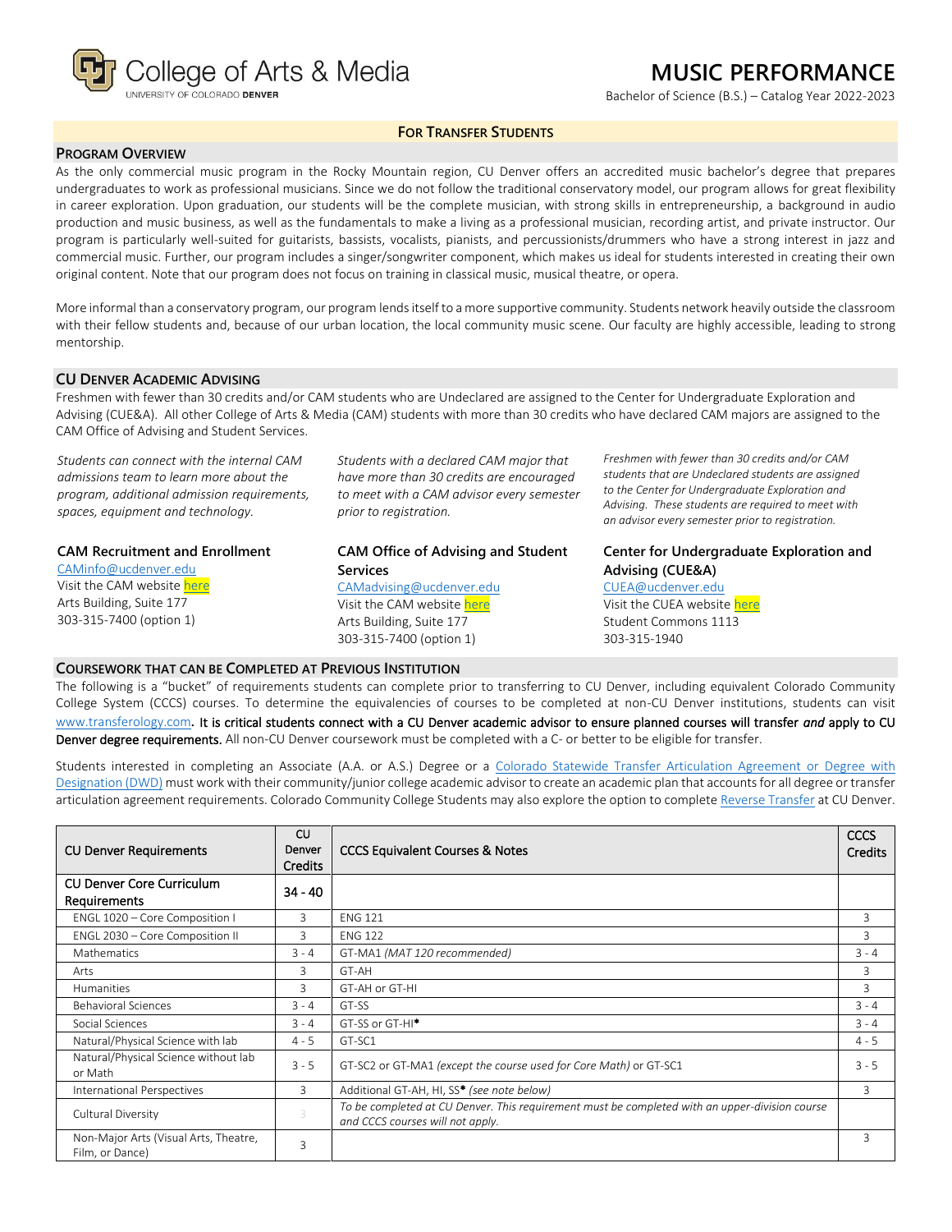College of Arts & Media
UNIVERSITY OF COLORADO DENVER

# MUSIC PERFORMANCE

Bachelor of Science (B.S.) – Catalog Year 2022-2023

**FOR TRANSFER STUDENTS**

## PROGRAM OVERVIEW

As the only commercial music program in the Rocky Mountain region, CU Denver offers an accredited music bachelor's degree that prepares undergraduates to work as professional musicians. Since we do not follow the traditional conservatory model, our program allows for great flexibility in career exploration. Upon graduation, our students will be the complete musician, with strong skills in entrepreneurship, a background in audio production and music business, as well as the fundamentals to make a living as a professional musician, recording artist, and private instructor. Our program is particularly well-suited for guitarists, bassists, vocalists, pianists, and percussionists/drummers who have a strong interest in jazz and commercial music. Further, our program includes a singer/songwriter component, which makes us ideal for students interested in creating their own original content. Note that our program does not focus on training in classical music, musical theatre, or opera.

More informal than a conservatory program, our program lends itself to a more supportive community. Students network heavily outside the classroom with their fellow students and, because of our urban location, the local community music scene. Our faculty are highly accessible, leading to strong mentorship.

## CU DENVER ACADEMIC ADVISING

Freshmen with fewer than 30 credits and/or CAM students who are Undeclared are assigned to the Center for Undergraduate Exploration and Advising (CUE&A). All other College of Arts & Media (CAM) students with more than 30 credits who have declared CAM majors are assigned to the CAM Office of Advising and Student Services.

*Students can connect with the internal CAM admissions team to learn more about the program, additional admission requirements, spaces, equipment and technology.*

**CAM Recruitment and Enrollment**
CAMinfo@ucdenver.edu
Visit the CAM website here
Arts Building, Suite 177
303-315-7400 (option 1)

*Students with a declared CAM major that have more than 30 credits are encouraged to meet with a CAM advisor every semester prior to registration.*

**CAM Office of Advising and Student Services**
CAMadvising@ucdenver.edu
Visit the CAM website here
Arts Building, Suite 177
303-315-7400 (option 1)

*Freshmen with fewer than 30 credits and/or CAM students that are Undeclared students are assigned to the Center for Undergraduate Exploration and Advising. These students are required to meet with an advisor every semester prior to registration.*

**Center for Undergraduate Exploration and Advising (CUE&A)**
CUEA@ucdenver.edu
Visit the CUEA website here
Student Commons 1113
303-315-1940

## COURSEWORK THAT CAN BE COMPLETED AT PREVIOUS INSTITUTION

The following is a "bucket" of requirements students can complete prior to transferring to CU Denver, including equivalent Colorado Community College System (CCCS) courses. To determine the equivalencies of courses to be completed at non-CU Denver institutions, students can visit www.transferology.com**. It is critical students connect with a CU Denver academic advisor to ensure planned courses will transfer *and* apply to CU Denver degree requirements.** All non-CU Denver coursework must be completed with a C- or better to be eligible for transfer.

Students interested in completing an Associate (A.A. or A.S.) Degree or a Colorado Statewide Transfer Articulation Agreement or Degree with Designation (DWD) must work with their community/junior college academic advisor to create an academic plan that accounts for all degree or transfer articulation agreement requirements. Colorado Community College Students may also explore the option to complete Reverse Transfer at CU Denver.

| CU Denver Requirements | CU Denver Credits | CCCS Equivalent Courses & Notes | CCCS Credits |
|---|---|---|---|
| CU Denver Core Curriculum Requirements | 34 - 40 | | |
| ENGL 1020 – Core Composition I | 3 | ENG 121 | 3 |
| ENGL 2030 – Core Composition II | 3 | ENG 122 | 3 |
| Mathematics | 3 - 4 | GT-MA1 *(MAT 120 recommended)* | 3 - 4 |
| Arts | 3 | GT-AH | 3 |
| Humanities | 3 | GT-AH or GT-HI | 3 |
| Behavioral Sciences | 3 - 4 | GT-SS | 3 - 4 |
| Social Sciences | 3 - 4 | GT-SS or GT-HI* | 3 - 4 |
| Natural/Physical Science with lab | 4 - 5 | GT-SC1 | 4 - 5 |
| Natural/Physical Science without lab or Math | 3 - 5 | GT-SC2 or GT-MA1 *(except the course used for Core Math)* or GT-SC1 | 3 - 5 |
| International Perspectives | 3 | Additional GT-AH, HI, SS* *(see note below)* | 3 |
| Cultural Diversity | 3 | *To be completed at CU Denver. This requirement must be completed with an upper-division course and CCCS courses will not apply.* | |
| Non-Major Arts (Visual Arts, Theatre, Film, or Dance) | 3 | | 3 |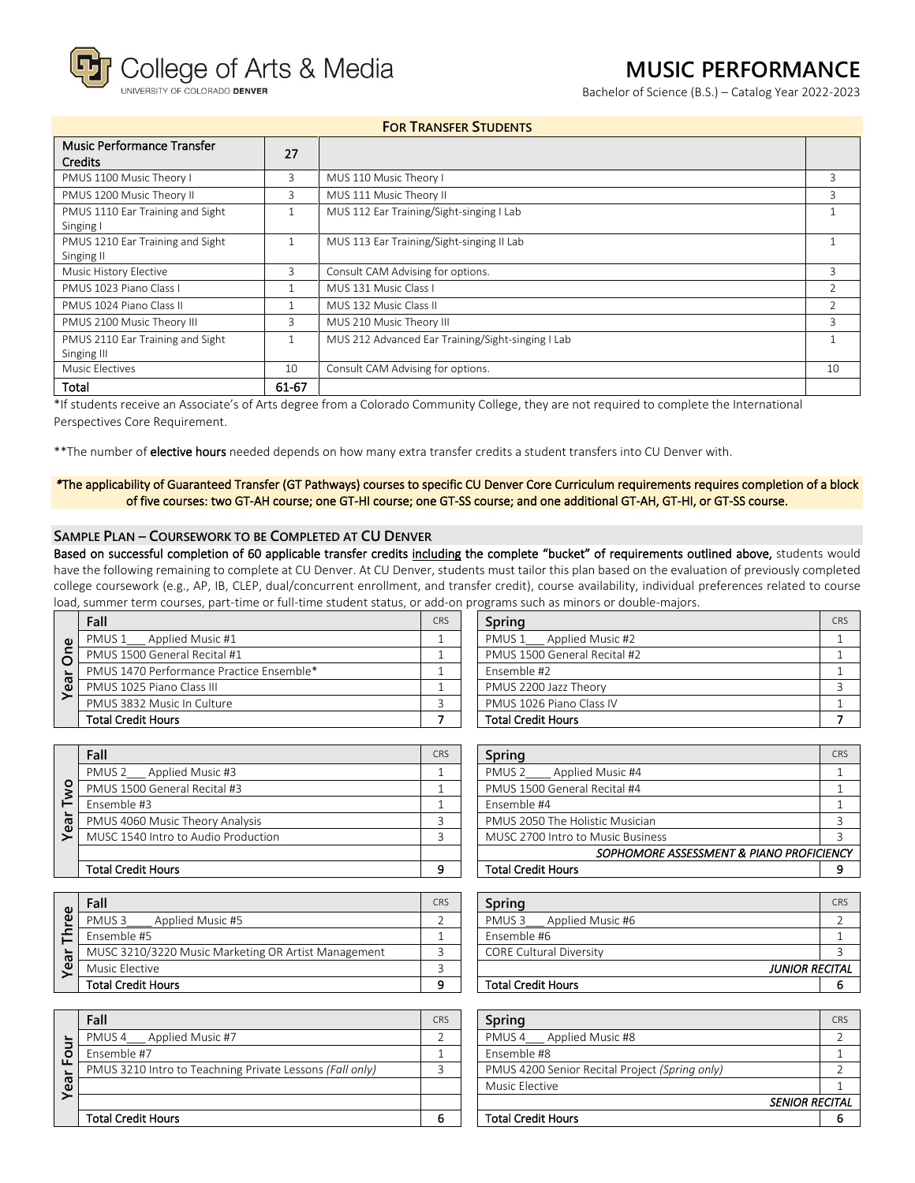College of Arts & Media
UNIVERSITY OF COLORADO DENVER

# MUSIC PERFORMANCE

Bachelor of Science (B.S.) – Catalog Year 2022-2023

## FOR TRANSFER STUDENTS

| Music Performance Transfer Credits | 27 | | |
|---|---|---|---|
| PMUS 1100 Music Theory I | 3 | MUS 110 Music Theory I | 3 |
| PMUS 1200 Music Theory II | 3 | MUS 111 Music Theory II | 3 |
| PMUS 1110 Ear Training and Sight Singing I | 1 | MUS 112 Ear Training/Sight-singing I Lab | 1 |
| PMUS 1210 Ear Training and Sight Singing II | 1 | MUS 113 Ear Training/Sight-singing II Lab | 1 |
| Music History Elective | 3 | Consult CAM Advising for options. | 3 |
| PMUS 1023 Piano Class I | 1 | MUS 131 Music Class I | 2 |
| PMUS 1024 Piano Class II | 1 | MUS 132 Music Class II | 2 |
| PMUS 2100 Music Theory III | 3 | MUS 210 Music Theory III | 3 |
| PMUS 2110 Ear Training and Sight Singing III | 1 | MUS 212 Advanced Ear Training/Sight-singing I Lab | 1 |
| Music Electives | 10 | Consult CAM Advising for options. | 10 |
| **Total** | **61-67** | | |

*If students receive an Associate's of Arts degree from a Colorado Community College, they are not required to complete the International Perspectives Core Requirement.

**The number of **elective hours** needed depends on how many extra transfer credits a student transfers into CU Denver with.

*The applicability of Guaranteed Transfer (GT Pathways) courses to specific CU Denver Core Curriculum requirements requires completion of a block of five courses: two GT-AH course; one GT-HI course; one GT-SS course; and one additional GT-AH, GT-HI, or GT-SS course.

## SAMPLE PLAN – COURSEWORK TO BE COMPLETED AT CU DENVER

**Based on successful completion of 60 applicable transfer credits including the complete "bucket" of requirements outlined above,** students would have the following remaining to complete at CU Denver. At CU Denver, students must tailor this plan based on the evaluation of previously completed college coursework (e.g., AP, IB, CLEP, dual/concurrent enrollment, and transfer credit), course availability, individual preferences related to course load, summer term courses, part-time or full-time student status, or add-on programs such as minors or double-majors.

### Year One

| Fall | CRS | Spring | CRS |
|---|---|---|---|
| PMUS 1___ Applied Music #1 | 1 | PMUS 1___ Applied Music #2 | 1 |
| PMUS 1500 General Recital #1 | 1 | PMUS 1500 General Recital #2 | 1 |
| PMUS 1470 Performance Practice Ensemble* | 1 | Ensemble #2 | 1 |
| PMUS 1025 Piano Class III | 1 | PMUS 2200 Jazz Theory | 3 |
| PMUS 3832 Music In Culture | 3 | PMUS 1026 Piano Class IV | 1 |
| **Total Credit Hours** | **7** | **Total Credit Hours** | **7** |

### Year Two

| Fall | CRS | Spring | CRS |
|---|---|---|---|
| PMUS 2___ Applied Music #3 | 1 | PMUS 2____ Applied Music #4 | 1 |
| PMUS 1500 General Recital #3 | 1 | PMUS 1500 General Recital #4 | 1 |
| Ensemble #3 | 1 | Ensemble #4 | 1 |
| PMUS 4060 Music Theory Analysis | 3 | PMUS 2050 The Holistic Musician | 3 |
| MUSC 1540 Intro to Audio Production | 3 | MUSC 2700 Intro to Music Business | 3 |
| | | *SOPHOMORE ASSESSMENT & PIANO PROFICIENCY* | |
| **Total Credit Hours** | **9** | **Total Credit Hours** | **9** |

### Year Three

| Fall | CRS | Spring | CRS |
|---|---|---|---|
| PMUS 3____ Applied Music #5 | 2 | PMUS 3___ Applied Music #6 | 2 |
| Ensemble #5 | 1 | Ensemble #6 | 1 |
| MUSC 3210/3220 Music Marketing OR Artist Management | 3 | CORE Cultural Diversity | 3 |
| Music Elective | 3 | *JUNIOR RECITAL* | |
| **Total Credit Hours** | **9** | **Total Credit Hours** | **6** |

### Year Four

| Fall | CRS | Spring | CRS |
|---|---|---|---|
| PMUS 4___ Applied Music #7 | 2 | PMUS 4___ Applied Music #8 | 2 |
| Ensemble #7 | 1 | Ensemble #8 | 1 |
| PMUS 3210 Intro to Teachning Private Lessons *(Fall only)* | 3 | PMUS 4200 Senior Recital Project *(Spring only)* | 2 |
| | | Music Elective | 1 |
| | | *SENIOR RECITAL* | |
| **Total Credit Hours** | **6** | **Total Credit Hours** | **6** |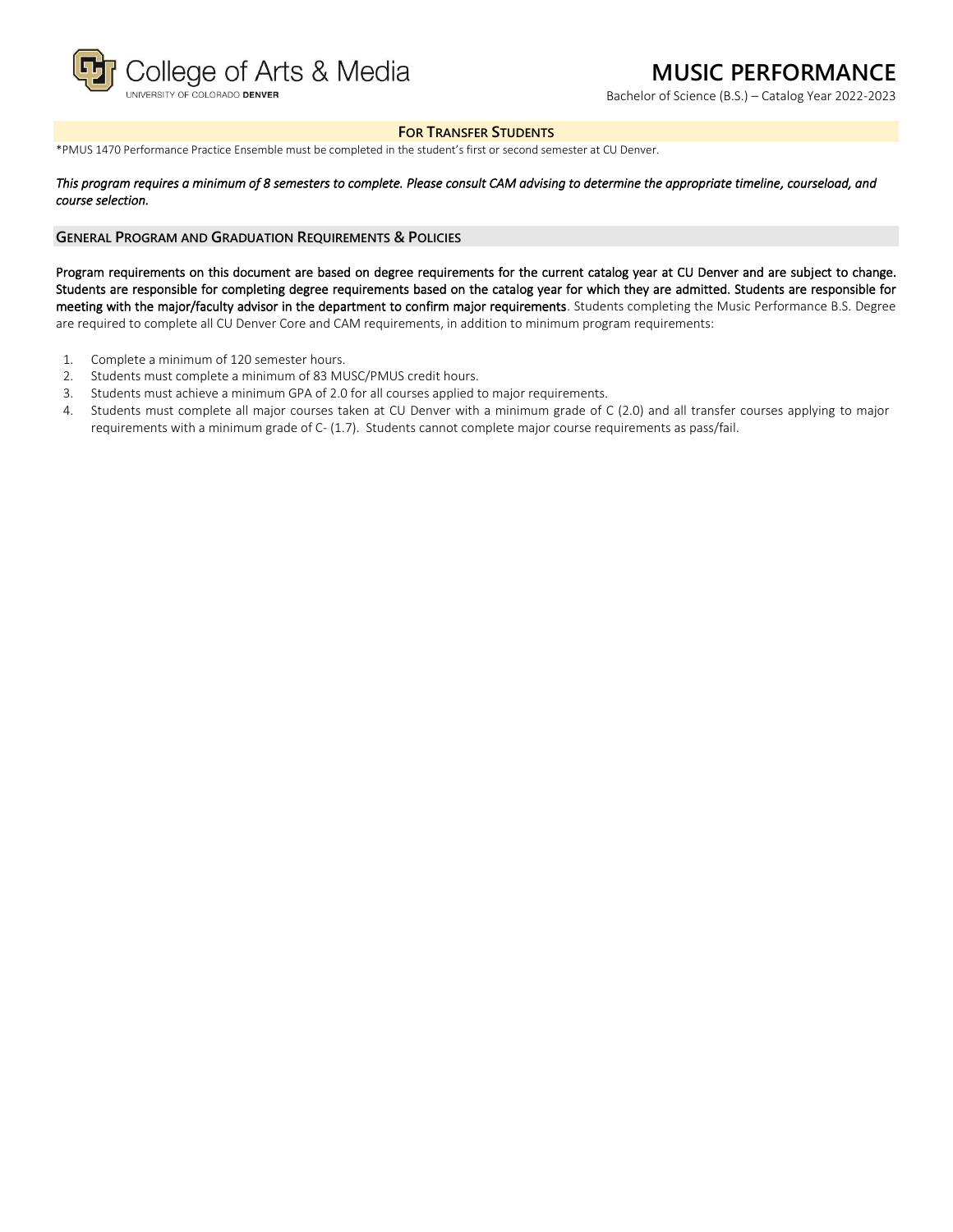## For Transfer Students

*PMUS 1470 Performance Practice Ensemble must be completed in the student's first or second semester at CU Denver.

*This program requires a minimum of 8 semesters to complete. Please consult CAM advising to determine the appropriate timeline, courseload, and course selection.*

## General Program and Graduation Requirements & Policies

**Program requirements on this document are based on degree requirements for the current catalog year at CU Denver and are subject to change. Students are responsible for completing degree requirements based on the catalog year for which they are admitted. Students are responsible for meeting with the major/faculty advisor in the department to confirm major requirements**. Students completing the Music Performance B.S. Degree are required to complete all CU Denver Core and CAM requirements, in addition to minimum program requirements:

1. Complete a minimum of 120 semester hours.
2. Students must complete a minimum of 83 MUSC/PMUS credit hours.
3. Students must achieve a minimum GPA of 2.0 for all courses applied to major requirements.
4. Students must complete all major courses taken at CU Denver with a minimum grade of C (2.0) and all transfer courses applying to major requirements with a minimum grade of C- (1.7). Students cannot complete major course requirements as pass/fail.